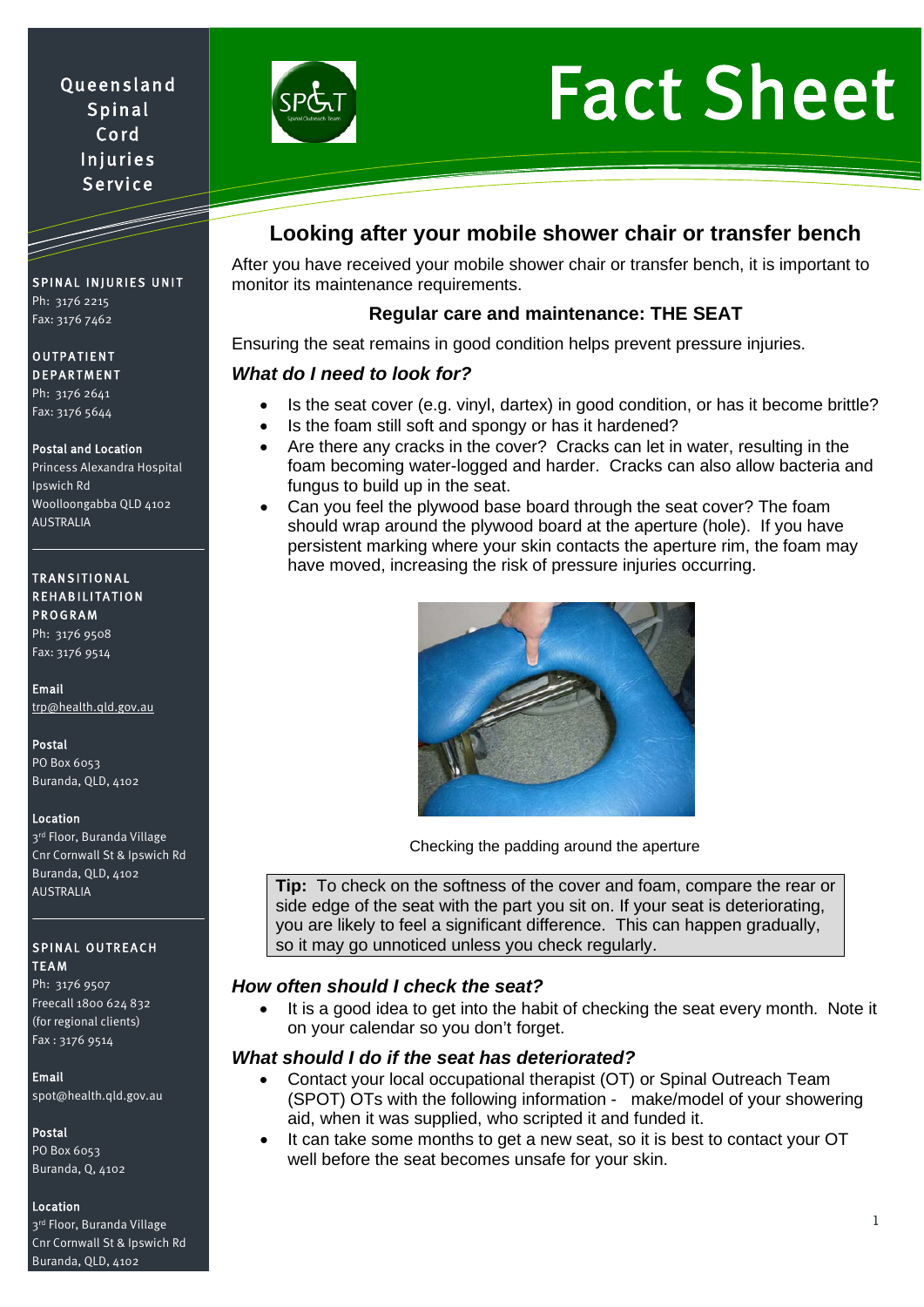Queensland Spinal Cord Injuries Service

# Fact Sheet

**SPINAL INJURIES UNIT**
Ph: 3176 2215
Fax: 3176 7462

**OUTPATIENT DEPARTMENT**
Ph: 3176 2641
Fax: 3176 5644

**Postal and Location**
Princess Alexandra Hospital
Ipswich Rd
Woolloongabba QLD 4102
AUSTRALIA

**TRANSITIONAL REHABILITATION PROGRAM**
Ph: 3176 9508
Fax: 3176 9514

**Email**
trp@health.qld.gov.au

**Postal**
PO Box 6053
Buranda, QLD, 4102

**Location**
3rd Floor, Buranda Village
Cnr Cornwall St & Ipswich Rd
Buranda, QLD, 4102
AUSTRALIA

**SPINAL OUTREACH TEAM**
Ph: 3176 9507
Freecall 1800 624 832
(for regional clients)
Fax : 3176 9514

**Email**
spot@health.qld.gov.au

**Postal**
PO Box 6053
Buranda, Q, 4102

**Location**
3rd Floor, Buranda Village
Cnr Cornwall St & Ipswich Rd
Buranda, QLD, 4102

## Looking after your mobile shower chair or transfer bench

After you have received your mobile shower chair or transfer bench, it is important to monitor its maintenance requirements.

### Regular care and maintenance: THE SEAT

Ensuring the seat remains in good condition helps prevent pressure injuries.

#### *What do I need to look for?*

- Is the seat cover (e.g. vinyl, dartex) in good condition, or has it become brittle?
- Is the foam still soft and spongy or has it hardened?
- Are there any cracks in the cover? Cracks can let in water, resulting in the foam becoming water-logged and harder. Cracks can also allow bacteria and fungus to build up in the seat.
- Can you feel the plywood base board through the seat cover? The foam should wrap around the plywood board at the aperture (hole). If you have persistent marking where your skin contacts the aperture rim, the foam may have moved, increasing the risk of pressure injuries occurring.

Checking the padding around the aperture

> **Tip:** To check on the softness of the cover and foam, compare the rear or side edge of the seat with the part you sit on. If your seat is deteriorating, you are likely to feel a significant difference. This can happen gradually, so it may go unnoticed unless you check regularly.

#### *How often should I check the seat?*

- It is a good idea to get into the habit of checking the seat every month. Note it on your calendar so you don't forget.

#### *What should I do if the seat has deteriorated?*

- Contact your local occupational therapist (OT) or Spinal Outreach Team (SPOT) OTs with the following information - make/model of your showering aid, when it was supplied, who scripted it and funded it.
- It can take some months to get a new seat, so it is best to contact your OT well before the seat becomes unsafe for your skin.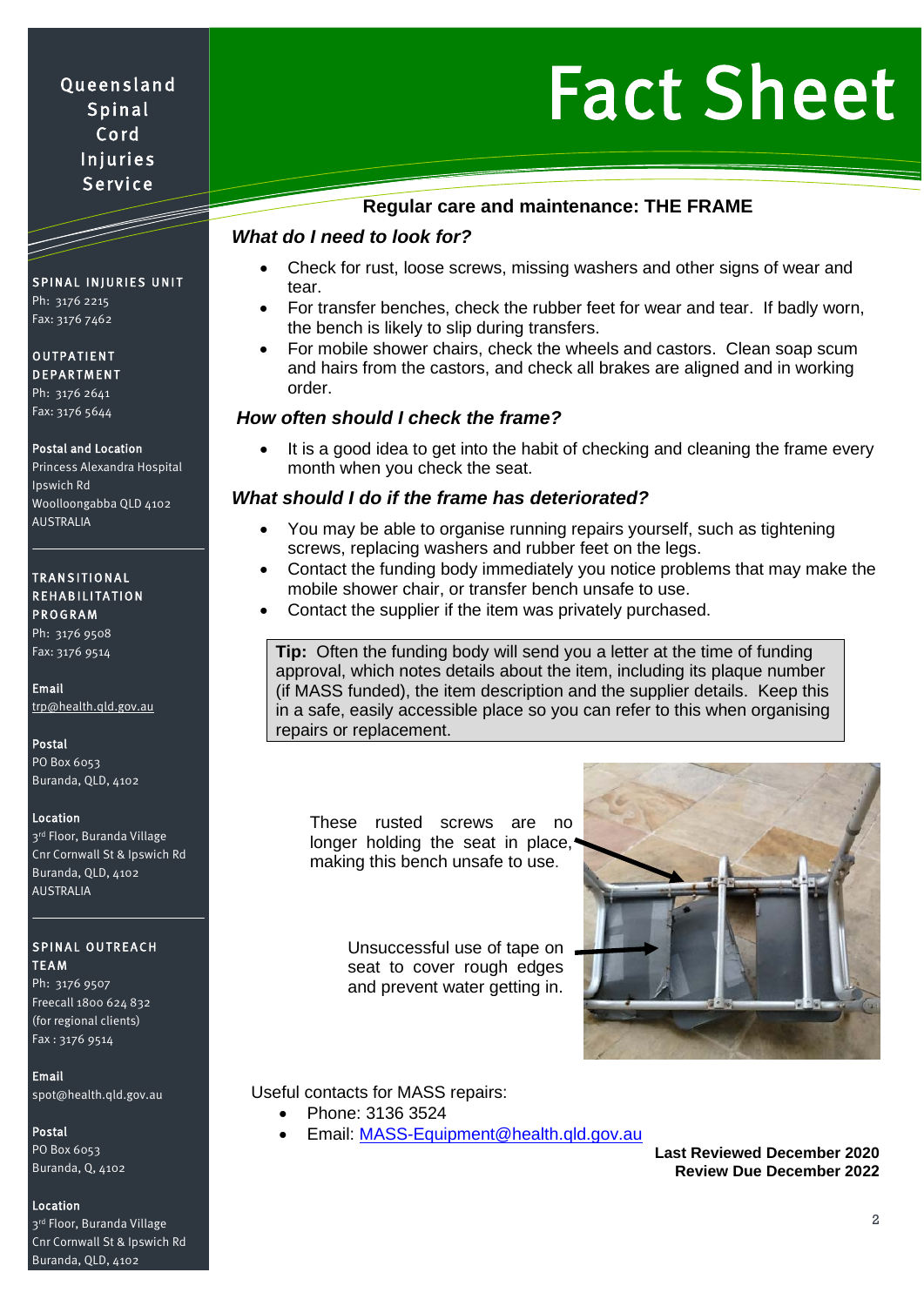Queensland Spinal Cord Injuries Service

**SPINAL INJURIES UNIT**
Ph: 3176 2215
Fax: 3176 7462

**OUTPATIENT DEPARTMENT**
Ph: 3176 2641
Fax: 3176 5644

**Postal and Location**
Princess Alexandra Hospital
Ipswich Rd
Woolloongabba QLD 4102
AUSTRALIA

**TRANSITIONAL REHABILITATION PROGRAM**
Ph: 3176 9508
Fax: 3176 9514

**Email**
trp@health.qld.gov.au

**Postal**
PO Box 6053
Buranda, QLD, 4102

**Location**
3rd Floor, Buranda Village
Cnr Cornwall St & Ipswich Rd
Buranda, QLD, 4102
AUSTRALIA

**SPINAL OUTREACH TEAM**
Ph: 3176 9507
Freecall 1800 624 832
(for regional clients)
Fax : 3176 9514

**Email**
spot@health.qld.gov.au

**Postal**
PO Box 6053
Buranda, Q, 4102

**Location**
3rd Floor, Buranda Village
Cnr Cornwall St & Ipswich Rd
Buranda, QLD, 4102

# Fact Sheet

## Regular care and maintenance: THE FRAME

### *What do I need to look for?*

- Check for rust, loose screws, missing washers and other signs of wear and tear.
- For transfer benches, check the rubber feet for wear and tear. If badly worn, the bench is likely to slip during transfers.
- For mobile shower chairs, check the wheels and castors. Clean soap scum and hairs from the castors, and check all brakes are aligned and in working order.

### *How often should I check the frame?*

- It is a good idea to get into the habit of checking and cleaning the frame every month when you check the seat.

### *What should I do if the frame has deteriorated?*

- You may be able to organise running repairs yourself, such as tightening screws, replacing washers and rubber feet on the legs.
- Contact the funding body immediately you notice problems that may make the mobile shower chair, or transfer bench unsafe to use.
- Contact the supplier if the item was privately purchased.

**Tip:** Often the funding body will send you a letter at the time of funding approval, which notes details about the item, including its plaque number (if MASS funded), the item description and the supplier details. Keep this in a safe, easily accessible place so you can refer to this when organising repairs or replacement.

These rusted screws are no longer holding the seat in place, making this bench unsafe to use.

Unsuccessful use of tape on seat to cover rough edges and prevent water getting in.

Useful contacts for MASS repairs:

- Phone: 3136 3524
- Email: MASS-Equipment@health.qld.gov.au

**Last Reviewed December 2020**
**Review Due December 2022**